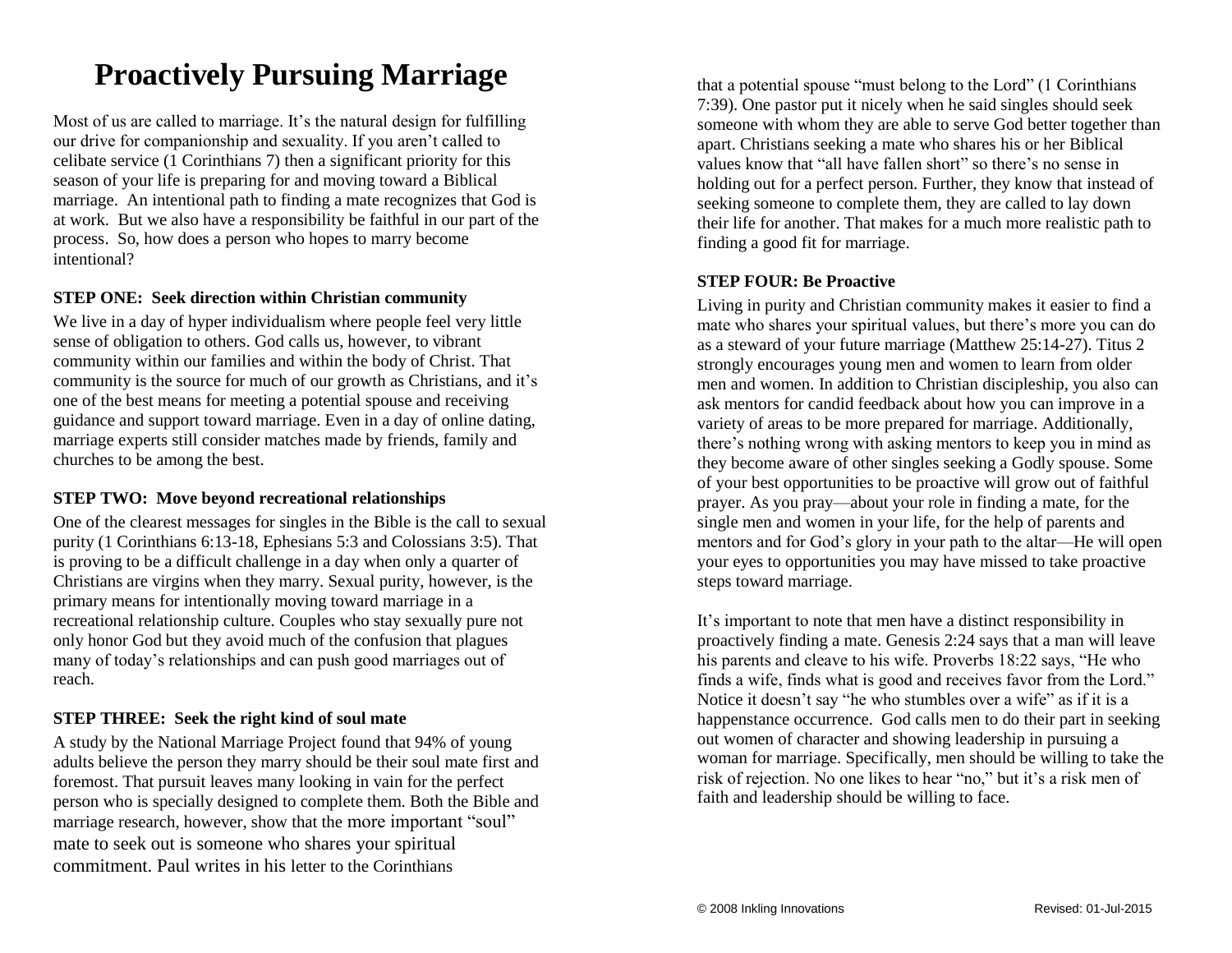# Proactively Pursuing Marriage

Most of us are called to marriage. It's the natural design for fulfilling our drive for companionship and sexuality. If you aren't called to celibate service (1 Corinthians 7) then a significant priority for this season of your life is preparing for and moving toward a Biblical marriage. An intentional path to finding a mate recognizes that God is at work. But we also have a responsibility be faithful in our part of the process. So, how does a person who hopes to marry become intentional?

**STEP ONE: Seek direction within Christian community**

We live in a day of hyper individualism where people feel very little sense of obligation to others. God calls us, however, to vibrant community within our families and within the body of Christ. That community is the source for much of our growth as Christians, and it's one of the best means for meeting a potential spouse and receiving guidance and support toward marriage. Even in a day of online dating, marriage experts still consider matches made by friends, family and churches to be among the best.

**STEP TWO: Move beyond recreational relationships**

One of the clearest messages for singles in the Bible is the call to sexual purity (1 Corinthians 6:13-18, Ephesians 5:3 and Colossians 3:5). That is proving to be a difficult challenge in a day when only a quarter of Christians are virgins when they marry. Sexual purity, however, is the primary means for intentionally moving toward marriage in a recreational relationship culture. Couples who stay sexually pure not only honor God but they avoid much of the confusion that plagues many of today's relationships and can push good marriages out of reach.

**STEP THREE: Seek the right kind of soul mate**

A study by the National Marriage Project found that 94% of young adults believe the person they marry should be their soul mate first and foremost. That pursuit leaves many looking in vain for the perfect person who is specially designed to complete them. Both the Bible and marriage research, however, show that the more important "soul" mate to seek out is someone who shares your spiritual commitment. Paul writes in his letter to the Corinthians that a potential spouse "must belong to the Lord" (1 Corinthians 7:39). One pastor put it nicely when he said singles should seek someone with whom they are able to serve God better together than apart. Christians seeking a mate who shares his or her Biblical values know that "all have fallen short" so there's no sense in holding out for a perfect person. Further, they know that instead of seeking someone to complete them, they are called to lay down their life for another. That makes for a much more realistic path to finding a good fit for marriage.

**STEP FOUR: Be Proactive**

Living in purity and Christian community makes it easier to find a mate who shares your spiritual values, but there's more you can do as a steward of your future marriage (Matthew 25:14-27). Titus 2 strongly encourages young men and women to learn from older men and women. In addition to Christian discipleship, you also can ask mentors for candid feedback about how you can improve in a variety of areas to be more prepared for marriage. Additionally, there's nothing wrong with asking mentors to keep you in mind as they become aware of other singles seeking a Godly spouse. Some of your best opportunities to be proactive will grow out of faithful prayer. As you pray—about your role in finding a mate, for the single men and women in your life, for the help of parents and mentors and for God's glory in your path to the altar—He will open your eyes to opportunities you may have missed to take proactive steps toward marriage.

It's important to note that men have a distinct responsibility in proactively finding a mate. Genesis 2:24 says that a man will leave his parents and cleave to his wife. Proverbs 18:22 says, "He who finds a wife, finds what is good and receives favor from the Lord." Notice it doesn't say "he who stumbles over a wife" as if it is a happenstance occurrence. God calls men to do their part in seeking out women of character and showing leadership in pursuing a woman for marriage. Specifically, men should be willing to take the risk of rejection. No one likes to hear "no," but it's a risk men of faith and leadership should be willing to face.

© 2008 Inkling Innovations Revised: 01-Jul-2015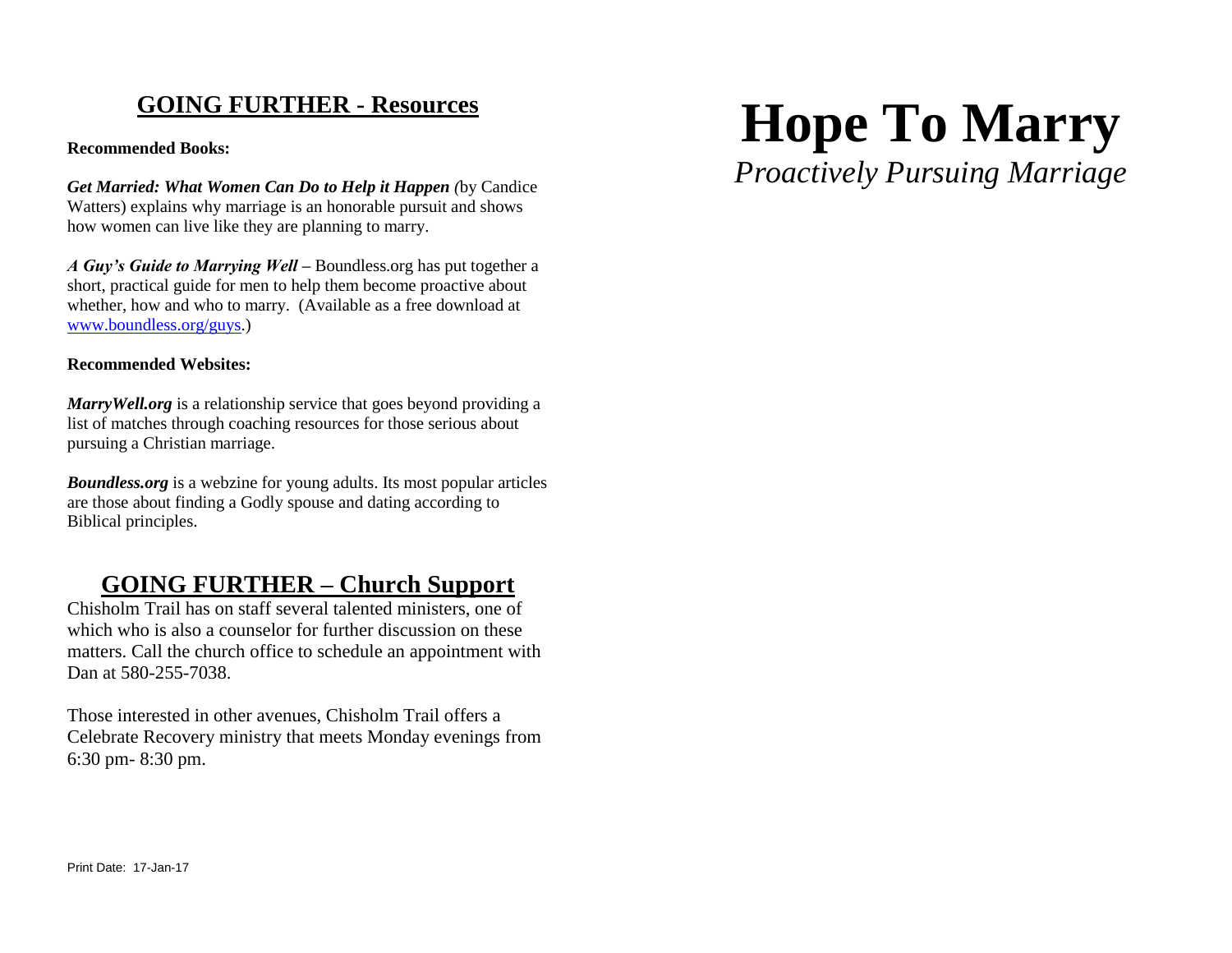## GOING FURTHER - Resources

**Recommended Books:**

***Get Married: What Women Can Do to Help it Happen*** *(*by Candice Watters) explains why marriage is an honorable pursuit and shows how women can live like they are planning to marry.

***A Guy's Guide to Marrying Well*** **–** Boundless.org has put together a short, practical guide for men to help them become proactive about whether, how and who to marry. (Available as a free download at www.boundless.org/guys.)

**Recommended Websites:**

***MarryWell.org*** is a relationship service that goes beyond providing a list of matches through coaching resources for those serious about pursuing a Christian marriage.

***Boundless.org*** is a webzine for young adults. Its most popular articles are those about finding a Godly spouse and dating according to Biblical principles.

## GOING FURTHER – Church Support

Chisholm Trail has on staff several talented ministers, one of which who is also a counselor for further discussion on these matters. Call the church office to schedule an appointment with Dan at 580-255-7038.

Those interested in other avenues, Chisholm Trail offers a Celebrate Recovery ministry that meets Monday evenings from 6:30 pm- 8:30 pm.

Print Date: 17-Jan-17

# Hope To Marry

*Proactively Pursuing Marriage*